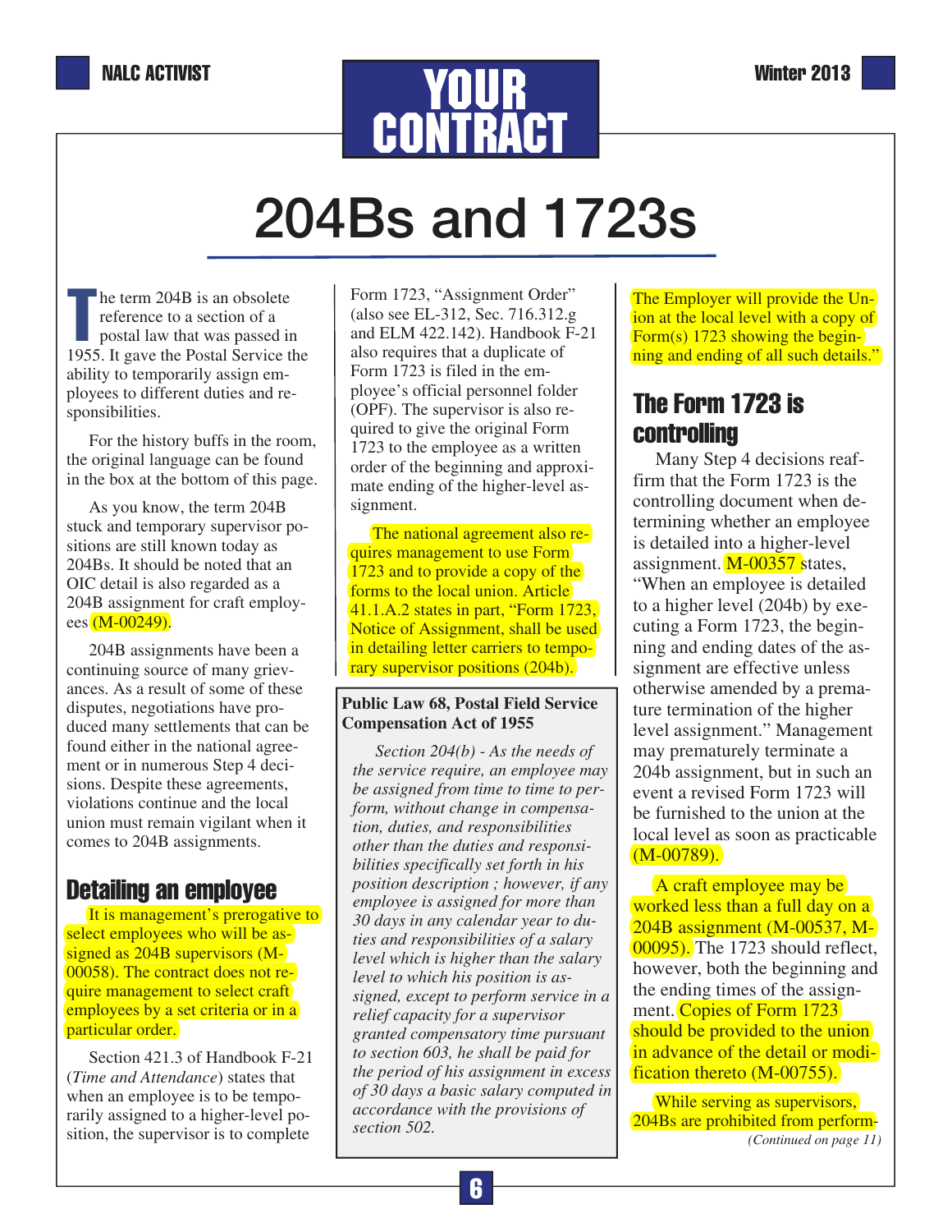# YOUR CONTRACT

# 204Bs and 1723s

The term 204B is an obsolete reference to a section of a postal law that was passed in 1955. It gave the Postal Service the ability to temporarily assign employees to different duties and responsibilities.

For the history buffs in the room, the original language can be found in the box at the bottom of this page.

As you know, the term 204B stuck and temporary supervisor positions are still known today as 204Bs. It should be noted that an OIC detail is also regarded as a 204B assignment for craft employees (M-00249).

204B assignments have been a continuing source of many grievances. As a result of some of these disputes, negotiations have produced many settlements that can be found either in the national agreement or in numerous Step 4 decisions. Despite these agreements, violations continue and the local union must remain vigilant when it comes to 204B assignments.

## Detailing an employee

It is management's prerogative to select employees who will be assigned as 204B supervisors (M-00058). The contract does not require management to select craft employees by a set criteria or in a particular order.

Section 421.3 of Handbook F-21 (*Time and Attendance*) states that when an employee is to be temporarily assigned to a higher-level position, the supervisor is to complete Form 1723, "Assignment Order" (also see EL-312, Sec. 716.312.g and ELM 422.142). Handbook F-21 also requires that a duplicate of Form 1723 is filed in the employee's official personnel folder (OPF). The supervisor is also required to give the original Form 1723 to the employee as a written order of the beginning and approximate ending of the higher-level assignment.

The national agreement also requires management to use Form 1723 and to provide a copy of the forms to the local union. Article 41.1.A.2 states in part, "Form 1723, Notice of Assignment, shall be used in detailing letter carriers to temporary supervisor positions (204b). The Employer will provide the Union at the local level with a copy of Form(s) 1723 showing the beginning and ending of all such details."

**Public Law 68, Postal Field Service Compensation Act of 1955**

*Section 204(b) - As the needs of the service require, an employee may be assigned from time to time to perform, without change in compensation, duties, and responsibilities other than the duties and responsibilities specifically set forth in his position description ; however, if any employee is assigned for more than 30 days in any calendar year to duties and responsibilities of a salary level which is higher than the salary level to which his position is assigned, except to perform service in a relief capacity for a supervisor granted compensatory time pursuant to section 603, he shall be paid for the period of his assignment in excess of 30 days a basic salary computed in accordance with the provisions of section 502.*

## The Form 1723 is controlling

Many Step 4 decisions reaffirm that the Form 1723 is the controlling document when determining whether an employee is detailed into a higher-level assignment. M-00357 states, "When an employee is detailed to a higher level (204b) by executing a Form 1723, the beginning and ending dates of the assignment are effective unless otherwise amended by a premature termination of the higher level assignment." Management may prematurely terminate a 204b assignment, but in such an event a revised Form 1723 will be furnished to the union at the local level as soon as practicable (M-00789).

A craft employee may be worked less than a full day on a 204B assignment (M-00537, M-00095). The 1723 should reflect, however, both the beginning and the ending times of the assignment. Copies of Form 1723 should be provided to the union in advance of the detail or modification thereto (M-00755).

While serving as supervisors, 204Bs are prohibited from perform-

*(Continued on page 11)*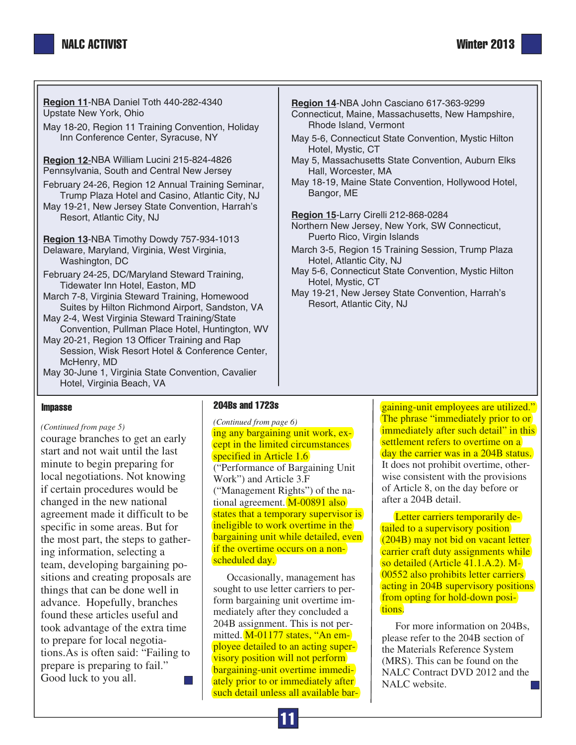**Region 11**-NBA Daniel Toth 440-282-4340
Upstate New York, Ohio

May 18-20, Region 11 Training Convention, Holiday Inn Conference Center, Syracuse, NY

**Region 12**-NBA William Lucini 215-824-4826
Pennsylvania, South and Central New Jersey

February 24-26, Region 12 Annual Training Seminar, Trump Plaza Hotel and Casino, Atlantic City, NJ
May 19-21, New Jersey State Convention, Harrah's Resort, Atlantic City, NJ

**Region 13**-NBA Timothy Dowdy 757-934-1013
Delaware, Maryland, Virginia, West Virginia, Washington, DC

February 24-25, DC/Maryland Steward Training, Tidewater Inn Hotel, Easton, MD
March 7-8, Virginia Steward Training, Homewood Suites by Hilton Richmond Airport, Sandston, VA
May 2-4, West Virginia Steward Training/State Convention, Pullman Place Hotel, Huntington, WV
May 20-21, Region 13 Officer Training and Rap Session, Wisk Resort Hotel & Conference Center, McHenry, MD
May 30-June 1, Virginia State Convention, Cavalier Hotel, Virginia Beach, VA

**Region 14**-NBA John Casciano 617-363-9299
Connecticut, Maine, Massachusetts, New Hampshire, Rhode Island, Vermont

May 5-6, Connecticut State Convention, Mystic Hilton Hotel, Mystic, CT
May 5, Massachusetts State Convention, Auburn Elks Hall, Worcester, MA
May 18-19, Maine State Convention, Hollywood Hotel, Bangor, ME

**Region 15**-Larry Cirelli 212-868-0284
Northern New Jersey, New York, SW Connecticut, Puerto Rico, Virgin Islands

March 3-5, Region 15 Training Session, Trump Plaza Hotel, Atlantic City, NJ
May 5-6, Connecticut State Convention, Mystic Hilton Hotel, Mystic, CT
May 19-21, New Jersey State Convention, Harrah's Resort, Atlantic City, NJ

## Impasse

*(Continued from page 5)*

courage branches to get an early start and not wait until the last minute to begin preparing for local negotiations. Not knowing if certain procedures would be changed in the new national agreement made it difficult to be specific in some areas. But for the most part, the steps to gathering information, selecting a team, developing bargaining positions and creating proposals are things that can be done well in advance. Hopefully, branches found these articles useful and took advantage of the extra time to prepare for local negotiations.As is often said: "Failing to prepare is preparing to fail." Good luck to you all.

## 204Bs and 1723s

*(Continued from page 6)*

ing any bargaining unit work, except in the limited circumstances specified in Article 1.6 ("Performance of Bargaining Unit Work") and Article 3.F ("Management Rights") of the national agreement. M-00891 also states that a temporary supervisor is ineligible to work overtime in the bargaining unit while detailed, even if the overtime occurs on a non-scheduled day.

Occasionally, management has sought to use letter carriers to perform bargaining unit overtime immediately after they concluded a 204B assignment. This is not permitted. M-01177 states, "An employee detailed to an acting supervisory position will not perform bargaining-unit overtime immediately prior to or immediately after such detail unless all available bargaining-unit employees are utilized." The phrase "immediately prior to or immediately after such detail" in this settlement refers to overtime on a day the carrier was in a 204B status. It does not prohibit overtime, otherwise consistent with the provisions of Article 8, on the day before or after a 204B detail.

Letter carriers temporarily detailed to a supervisory position (204B) may not bid on vacant letter carrier craft duty assignments while so detailed (Article 41.1.A.2). M-00552 also prohibits letter carriers acting in 204B supervisory positions from opting for hold-down positions.

For more information on 204Bs, please refer to the 204B section of the Materials Reference System (MRS). This can be found on the NALC Contract DVD 2012 and the NALC website.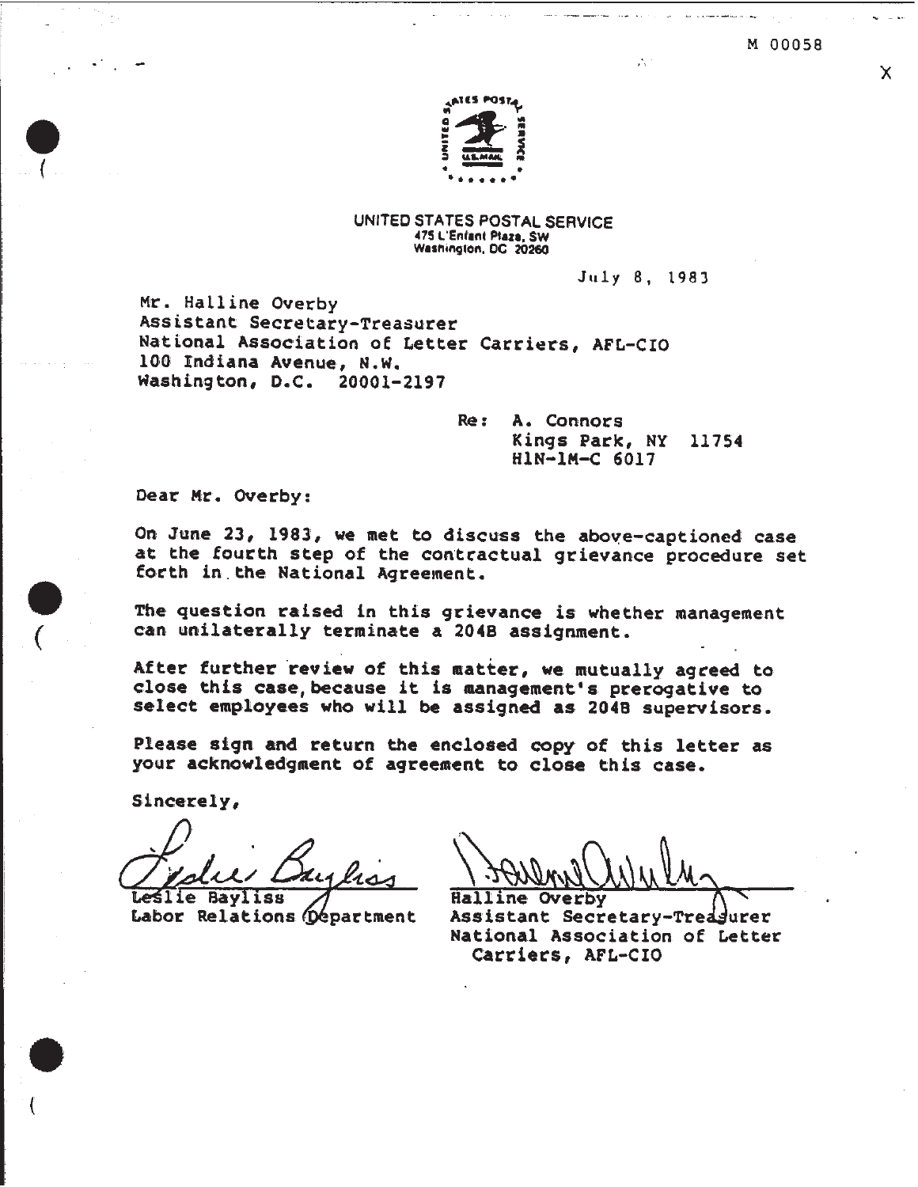M 00058

UNITED STATES POSTAL SERVICE
475 L'Enfant Plaza, SW
Washington, DC 20260

July 8, 1983

Mr. Halline Overby
Assistant Secretary-Treasurer
National Association of Letter Carriers, AFL-CIO
100 Indiana Avenue, N.W.
Washington, D.C. 20001-2197

Re: A. Connors
Kings Park, NY 11754
H1N-1M-C 6017

Dear Mr. Overby:

On June 23, 1983, we met to discuss the above-captioned case at the fourth step of the contractual grievance procedure set forth in the National Agreement.

The question raised in this grievance is whether management can unilaterally terminate a 204B assignment.

After further review of this matter, we mutually agreed to close this case, because it is management's prerogative to select employees who will be assigned as 204B supervisors.

Please sign and return the enclosed copy of this letter as your acknowledgment of agreement to close this case.

Sincerely,

Leslie Bayliss
Labor Relations Department

Halline Overby
Assistant Secretary-Treasurer
National Association of Letter Carriers, AFL-CIO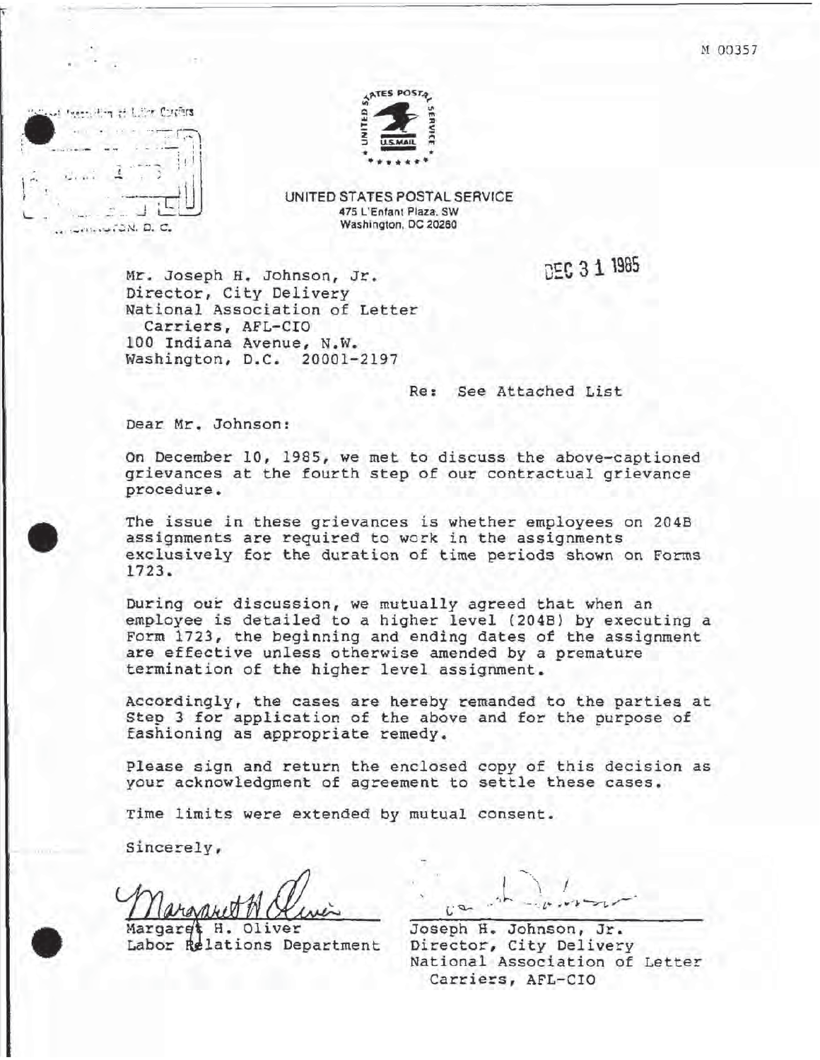M 00357

UNITED STATES POSTAL SERVICE
475 L'Enfant Plaza, SW
Washington, DC 20260

DEC 31 1985

Mr. Joseph H. Johnson, Jr.
Director, City Delivery
National Association of Letter
Carriers, AFL-CIO
100 Indiana Avenue, N.W.
Washington, D.C. 20001-2197

Re: See Attached List

Dear Mr. Johnson:

On December 10, 1985, we met to discuss the above-captioned grievances at the fourth step of our contractual grievance procedure.

The issue in these grievances is whether employees on 204B assignments are required to work in the assignments exclusively for the duration of time periods shown on Forms 1723.

During our discussion, we mutually agreed that when an employee is detailed to a higher level (204B) by executing a Form 1723, the beginning and ending dates of the assignment are effective unless otherwise amended by a premature termination of the higher level assignment.

Accordingly, the cases are hereby remanded to the parties at Step 3 for application of the above and for the purpose of fashioning as appropriate remedy.

Please sign and return the enclosed copy of this decision as your acknowledgment of agreement to settle these cases.

Time limits were extended by mutual consent.

Sincerely,

Margaret H. Oliver
Labor Relations Department

Joseph H. Johnson, Jr.
Director, City Delivery
National Association of Letter
Carriers, AFL-CIO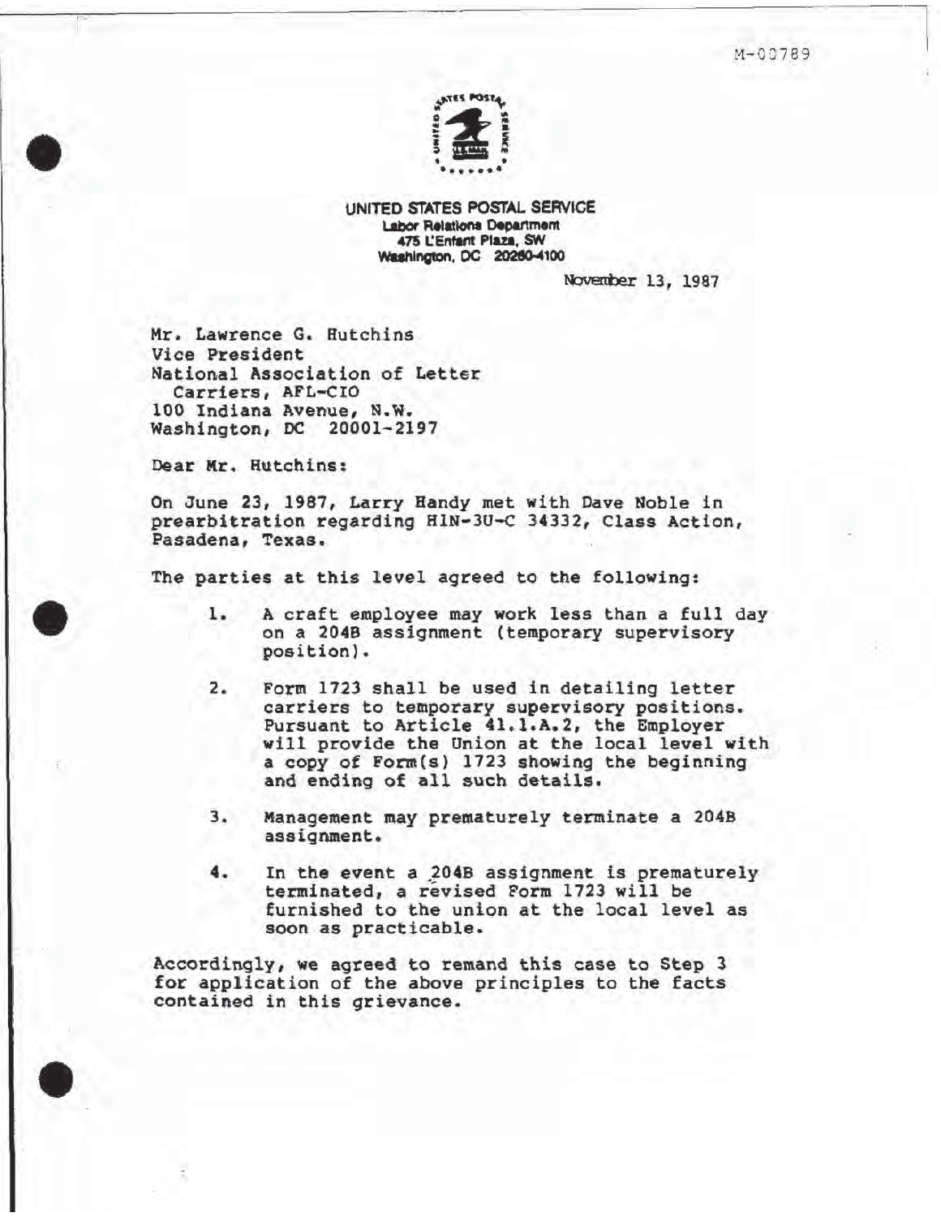M-00789

UNITED STATES POSTAL SERVICE
Labor Relations Department
475 L'Enfant Plaza, SW
Washington, DC 20260-4100

November 13, 1987

Mr. Lawrence G. Hutchins
Vice President
National Association of Letter
Carriers, AFL-CIO
100 Indiana Avenue, N.W.
Washington, DC 20001-2197

Dear Mr. Hutchins:

On June 23, 1987, Larry Handy met with Dave Noble in prearbitration regarding H1N-3U-C 34332, Class Action, Pasadena, Texas.

The parties at this level agreed to the following:

1. A craft employee may work less than a full day on a 204B assignment (temporary supervisory position).

2. Form 1723 shall be used in detailing letter carriers to temporary supervisory positions. Pursuant to Article 41.1.A.2, the Employer will provide the Union at the local level with a copy of Form(s) 1723 showing the beginning and ending of all such details.

3. Management may prematurely terminate a 204B assignment.

4. In the event a 204B assignment is prematurely terminated, a revised Form 1723 will be furnished to the union at the local level as soon as practicable.

Accordingly, we agreed to remand this case to Step 3 for application of the above principles to the facts contained in this grievance.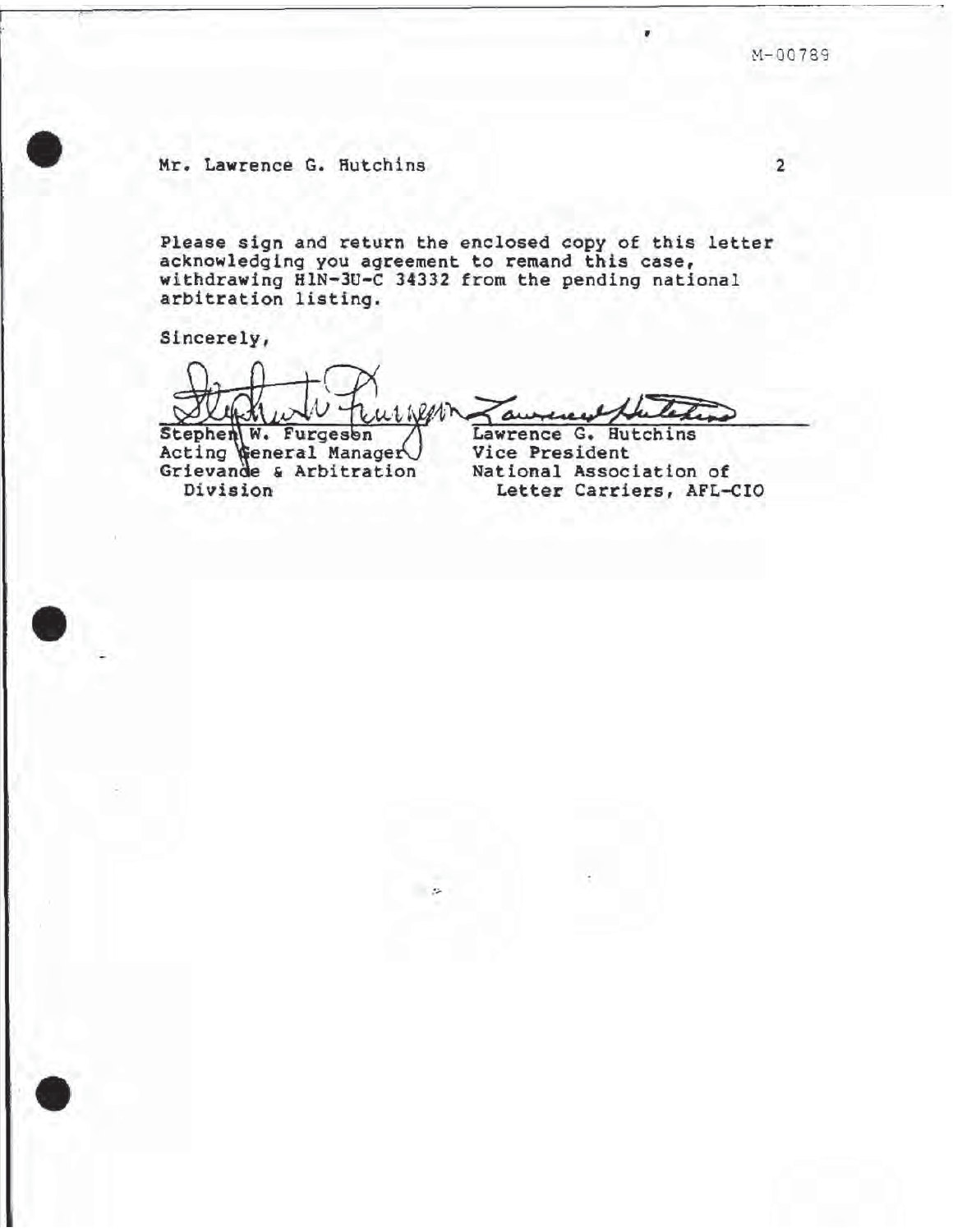M-00789

Mr. Lawrence G. Hutchins

Please sign and return the enclosed copy of this letter acknowledging you agreement to remand this case, withdrawing H1N-3U-C 34332 from the pending national arbitration listing.

Sincerely,

Stephen W. Furgeson
Acting General Manager
Grievance & Arbitration
Division

Lawrence G. Hutchins
Vice President
National Association of
Letter Carriers, AFL-CIO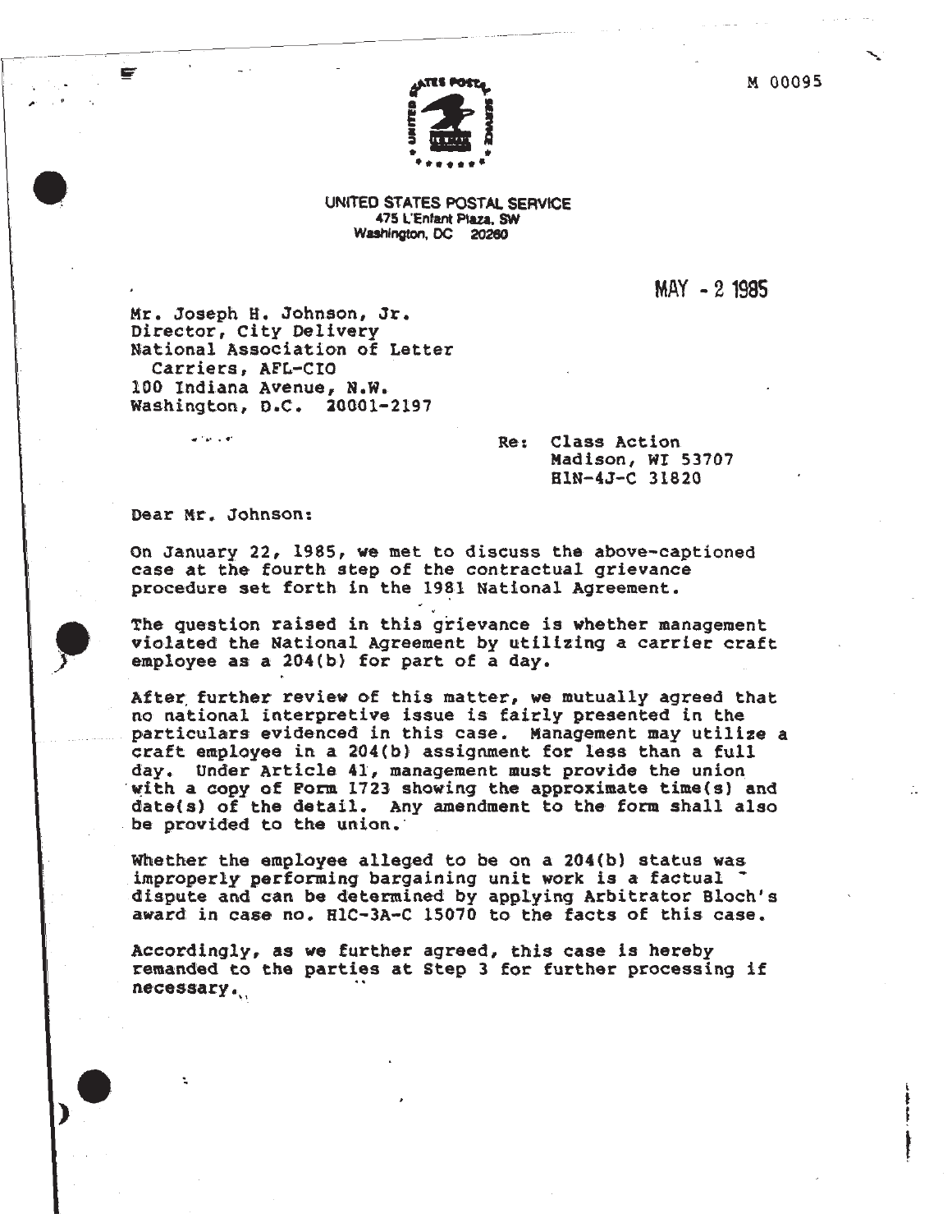M 00095

UNITED STATES POSTAL SERVICE
475 L'Enfant Plaza, SW
Washington, DC 20260

MAY - 2 1985

Mr. Joseph H. Johnson, Jr.
Director, City Delivery
National Association of Letter
Carriers, AFL-CIO
100 Indiana Avenue, N.W.
Washington, D.C. 20001-2197

Re: Class Action
Madison, WI 53707
H1N-4J-C 31820

Dear Mr. Johnson:

On January 22, 1985, we met to discuss the above-captioned case at the fourth step of the contractual grievance procedure set forth in the 1981 National Agreement.

The question raised in this grievance is whether management violated the National Agreement by utilizing a carrier craft employee as a 204(b) for part of a day.

After further review of this matter, we mutually agreed that no national interpretive issue is fairly presented in the particulars evidenced in this case. Management may utilize a craft employee in a 204(b) assignment for less than a full day. Under Article 41, management must provide the union with a copy of Form 1723 showing the approximate time(s) and date(s) of the detail. Any amendment to the form shall also be provided to the union.

Whether the employee alleged to be on a 204(b) status was improperly performing bargaining unit work is a factual dispute and can be determined by applying Arbitrator Bloch's award in case no. H1C-3A-C 15070 to the facts of this case.

Accordingly, as we further agreed, this case is hereby remanded to the parties at Step 3 for further processing if necessary.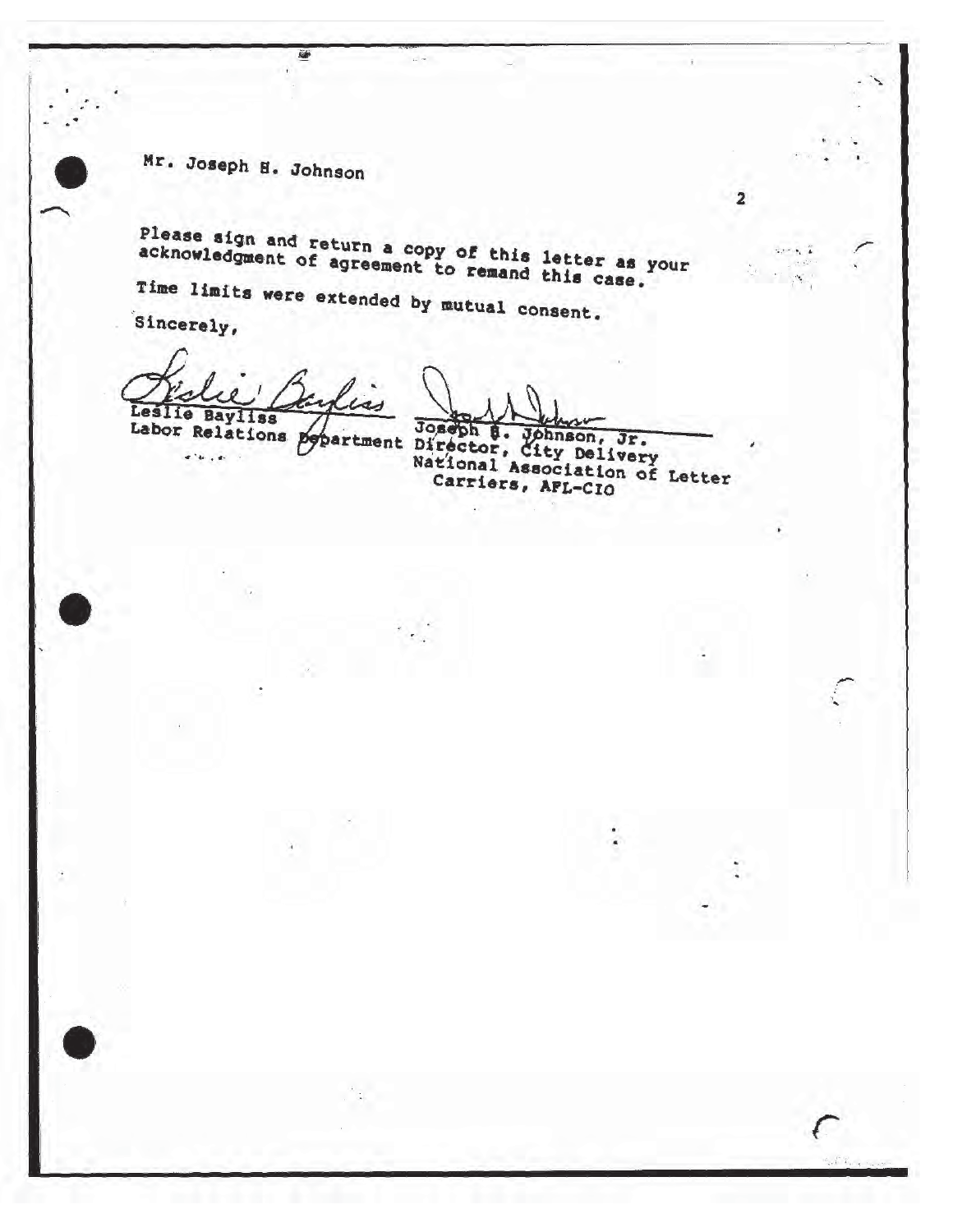Mr. Joseph H. Johnson

Please sign and return a copy of this letter as your acknowledgment of agreement to remand this case.

Time limits were extended by mutual consent.

Sincerely,

Leslie Bayliss
Labor Relations Department

Joseph H. Johnson, Jr.
Director, City Delivery
National Association of Letter Carriers, AFL-CIO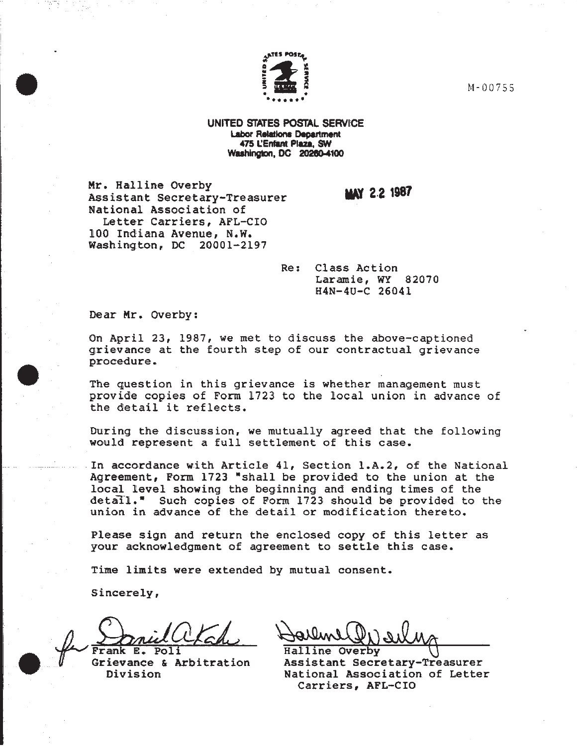M-00755

**UNITED STATES POSTAL SERVICE**
**Labor Relations Department**
**475 L'Enfant Plaza, SW**
**Washington, DC 20260-4100**

Mr. Halline Overby
Assistant Secretary-Treasurer
National Association of
Letter Carriers, AFL-CIO
100 Indiana Avenue, N.W.
Washington, DC 20001-2197

MAY 22 1987

Re: Class Action
Laramie, WY 82070
H4N-4U-C 26041

Dear Mr. Overby:

On April 23, 1987, we met to discuss the above-captioned grievance at the fourth step of our contractual grievance procedure.

The question in this grievance is whether management must provide copies of Form 1723 to the local union in advance of the detail it reflects.

During the discussion, we mutually agreed that the following would represent a full settlement of this case.

In accordance with Article 41, Section 1.A.2, of the National Agreement, Form 1723 "shall be provided to the union at the local level showing the beginning and ending times of the detail." Such copies of Form 1723 should be provided to the union in advance of the detail or modification thereto.

Please sign and return the enclosed copy of this letter as your acknowledgment of agreement to settle this case.

Time limits were extended by mutual consent.

Sincerely,

Frank E. Poli
Grievance & Arbitration Division

Halline Overby
Assistant Secretary-Treasurer
National Association of Letter Carriers, AFL-CIO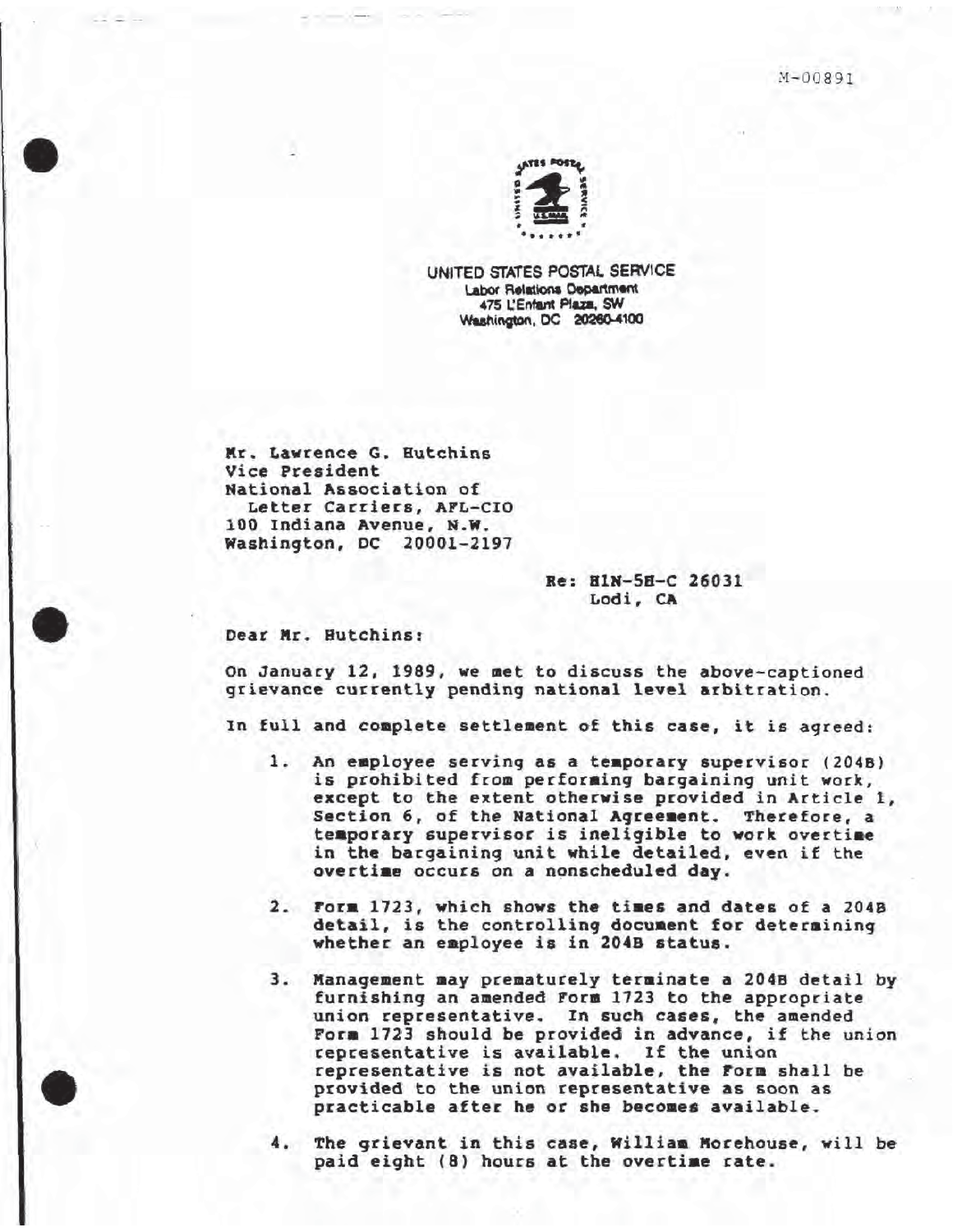M-00891

UNITED STATES POSTAL SERVICE
Labor Relations Department
475 L'Enfant Plaza, SW
Washington, DC 20260-4100

Mr. Lawrence G. Hutchins
Vice President
National Association of
Letter Carriers, AFL-CIO
100 Indiana Avenue, N.W.
Washington, DC 20001-2197

Re: H1N-5H-C 26031
Lodi, CA

Dear Mr. Hutchins:

On January 12, 1989, we met to discuss the above-captioned grievance currently pending national level arbitration.

In full and complete settlement of this case, it is agreed:

1. An employee serving as a temporary supervisor (204B) is prohibited from performing bargaining unit work, except to the extent otherwise provided in Article 1, Section 6, of the National Agreement. Therefore, a temporary supervisor is ineligible to work overtime in the bargaining unit while detailed, even if the overtime occurs on a nonscheduled day.

2. Form 1723, which shows the times and dates of a 204B detail, is the controlling document for determining whether an employee is in 204B status.

3. Management may prematurely terminate a 204B detail by furnishing an amended Form 1723 to the appropriate union representative. In such cases, the amended Form 1723 should be provided in advance, if the union representative is available. If the union representative is not available, the Form shall be provided to the union representative as soon as practicable after he or she becomes available.

4. The grievant in this case, William Morehouse, will be paid eight (8) hours at the overtime rate.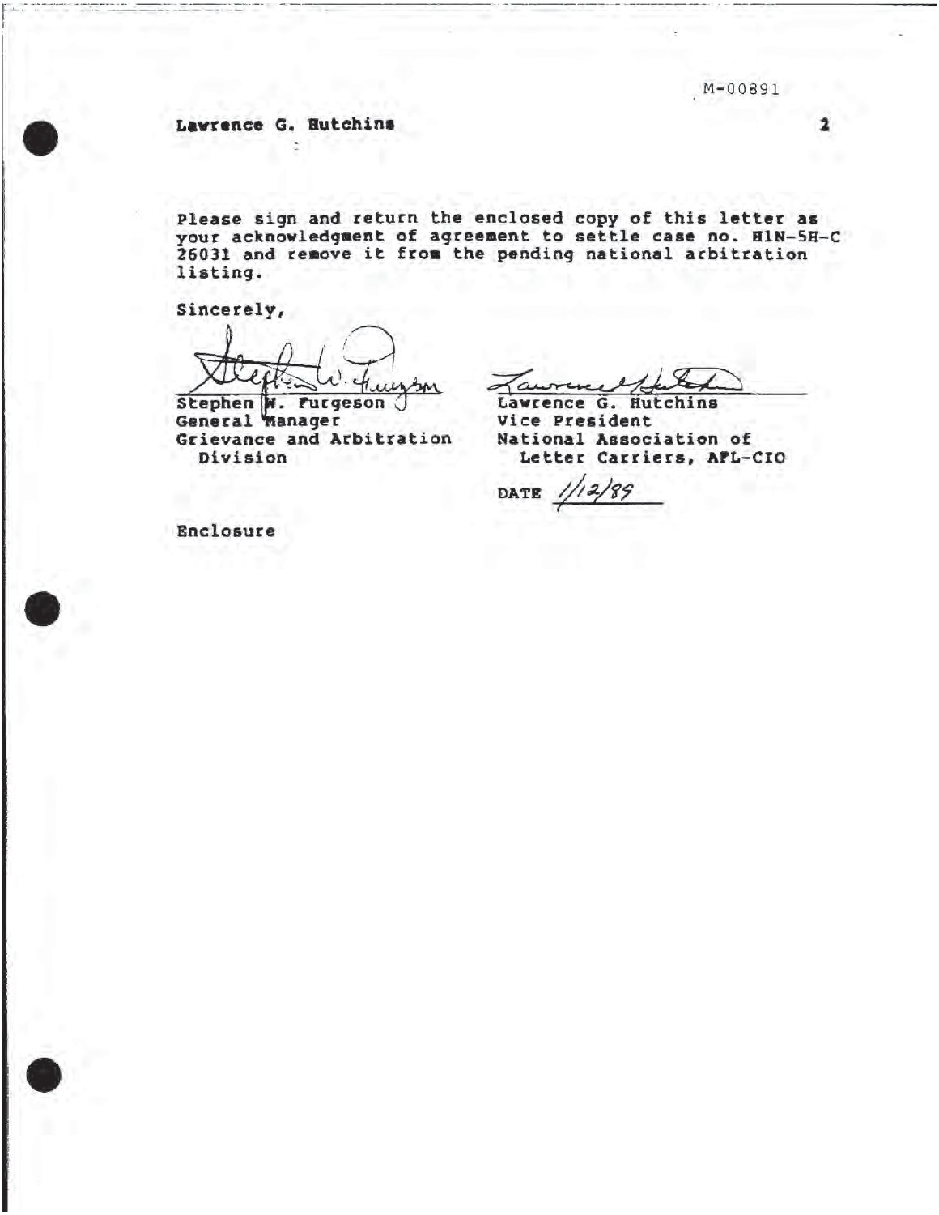M-00891

Lawrence G. Hutchins

Please sign and return the enclosed copy of this letter as your acknowledgment of agreement to settle case no. H1N-5H-C 26031 and remove it from the pending national arbitration listing.

Sincerely,

Stephen W. Furgeson
General Manager
Grievance and Arbitration
Division

Lawrence G. Hutchins
Vice President
National Association of
Letter Carriers, AFL-CIO

DATE 1/12/89

Enclosure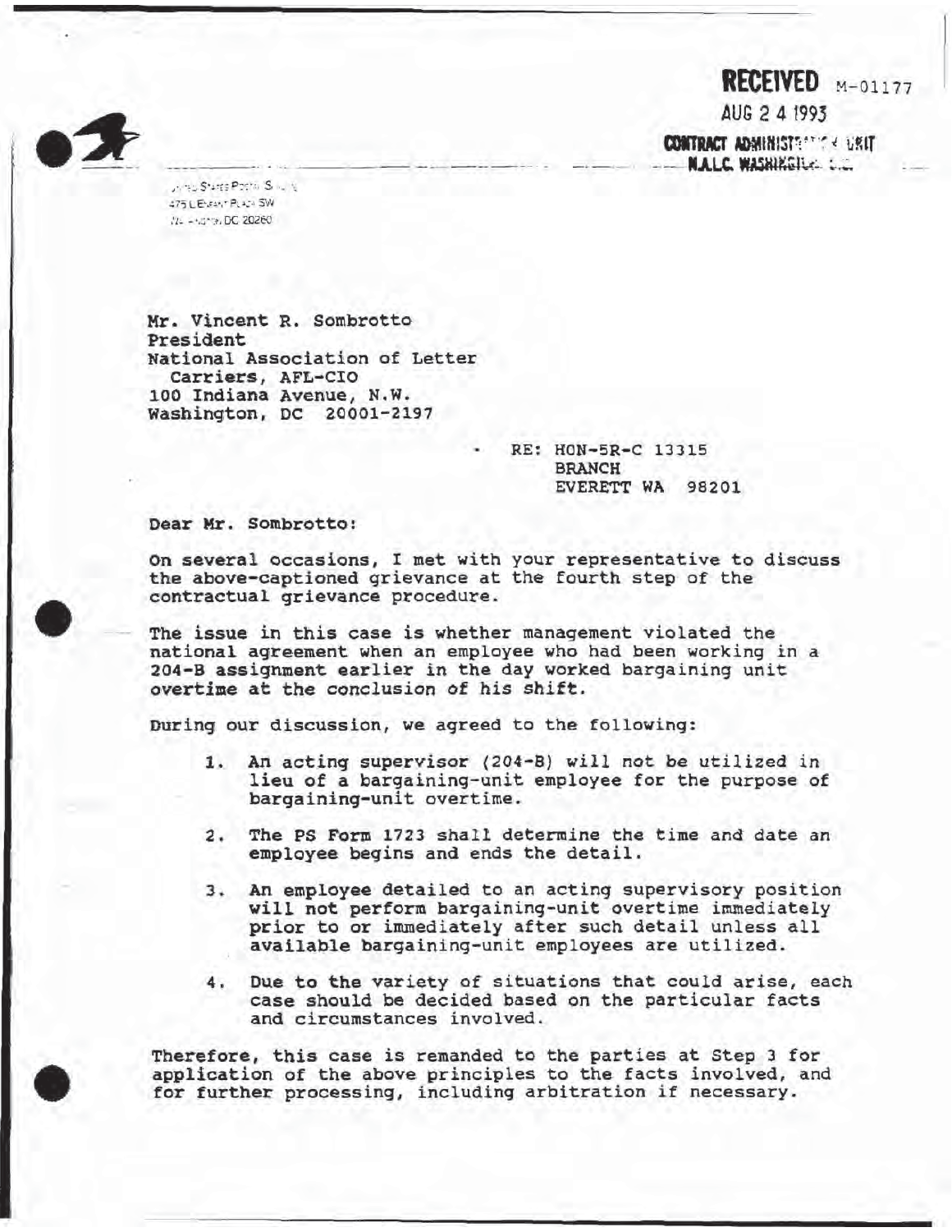**RECEIVED** M-01177

AUG 2 4 1993

CONTRACT ADMINISTRATION UNIT
N.A.L.C. WASHINGTON, D.C.

United States Postal Service
475 L'Enfant Plaza SW
Washington, DC 20260

Mr. Vincent R. Sombrotto
President
National Association of Letter
Carriers, AFL-CIO
100 Indiana Avenue, N.W.
Washington, DC 20001-2197

RE: HON-5R-C 13315
BRANCH
EVERETT WA 98201

Dear Mr. Sombrotto:

On several occasions, I met with your representative to discuss the above-captioned grievance at the fourth step of the contractual grievance procedure.

The issue in this case is whether management violated the national agreement when an employee who had been working in a 204-B assignment earlier in the day worked bargaining unit overtime at the conclusion of his shift.

During our discussion, we agreed to the following:

1. An acting supervisor (204-B) will not be utilized in lieu of a bargaining-unit employee for the purpose of bargaining-unit overtime.
2. The PS Form 1723 shall determine the time and date an employee begins and ends the detail.
3. An employee detailed to an acting supervisory position will not perform bargaining-unit overtime immediately prior to or immediately after such detail unless all available bargaining-unit employees are utilized.
4. Due to the variety of situations that could arise, each case should be decided based on the particular facts and circumstances involved.

Therefore, this case is remanded to the parties at Step 3 for application of the above principles to the facts involved, and for further processing, including arbitration if necessary.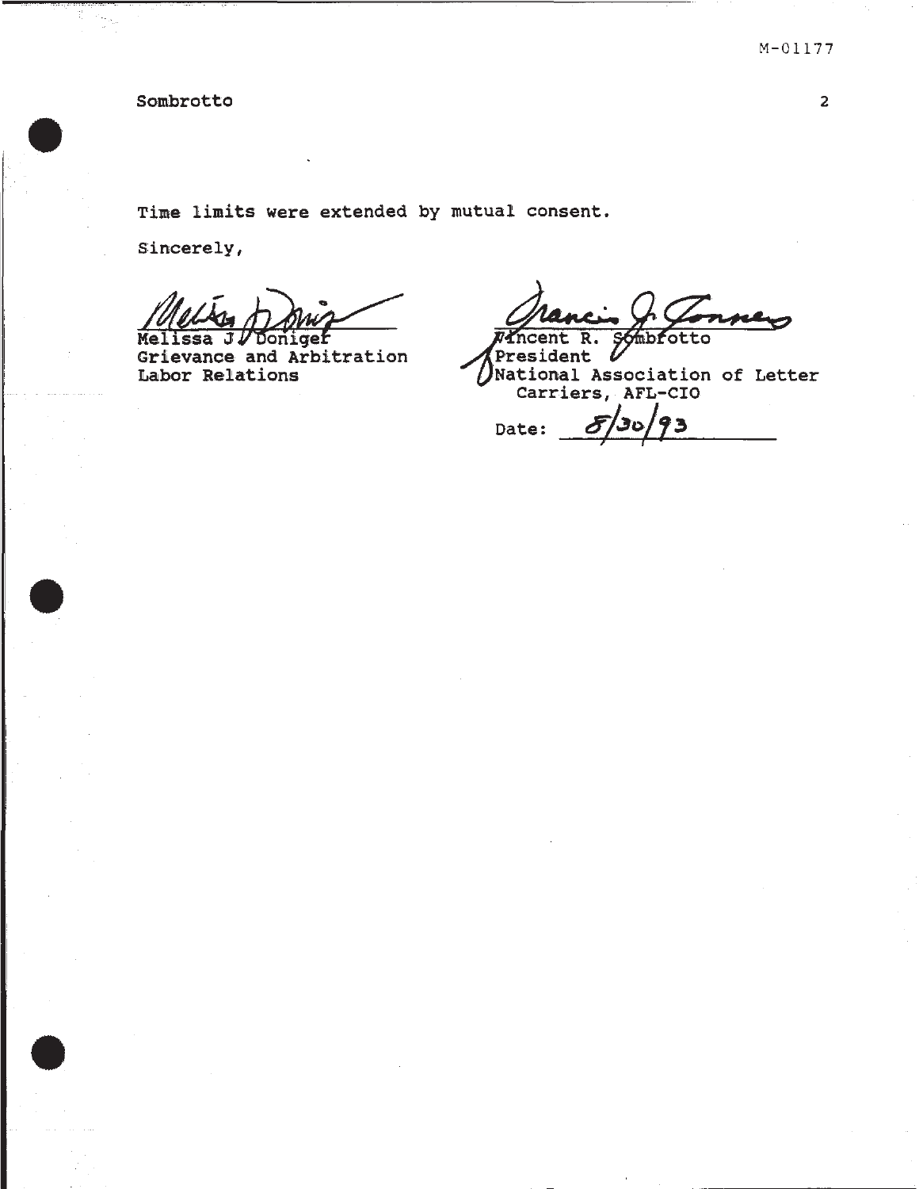Time limits were extended by mutual consent.

Sincerely,

Melissa J. Doniger
Grievance and Arbitration
Labor Relations

Vincent R. Sombrotto
President
National Association of Letter
Carriers, AFL-CIO

Date: 8/30/93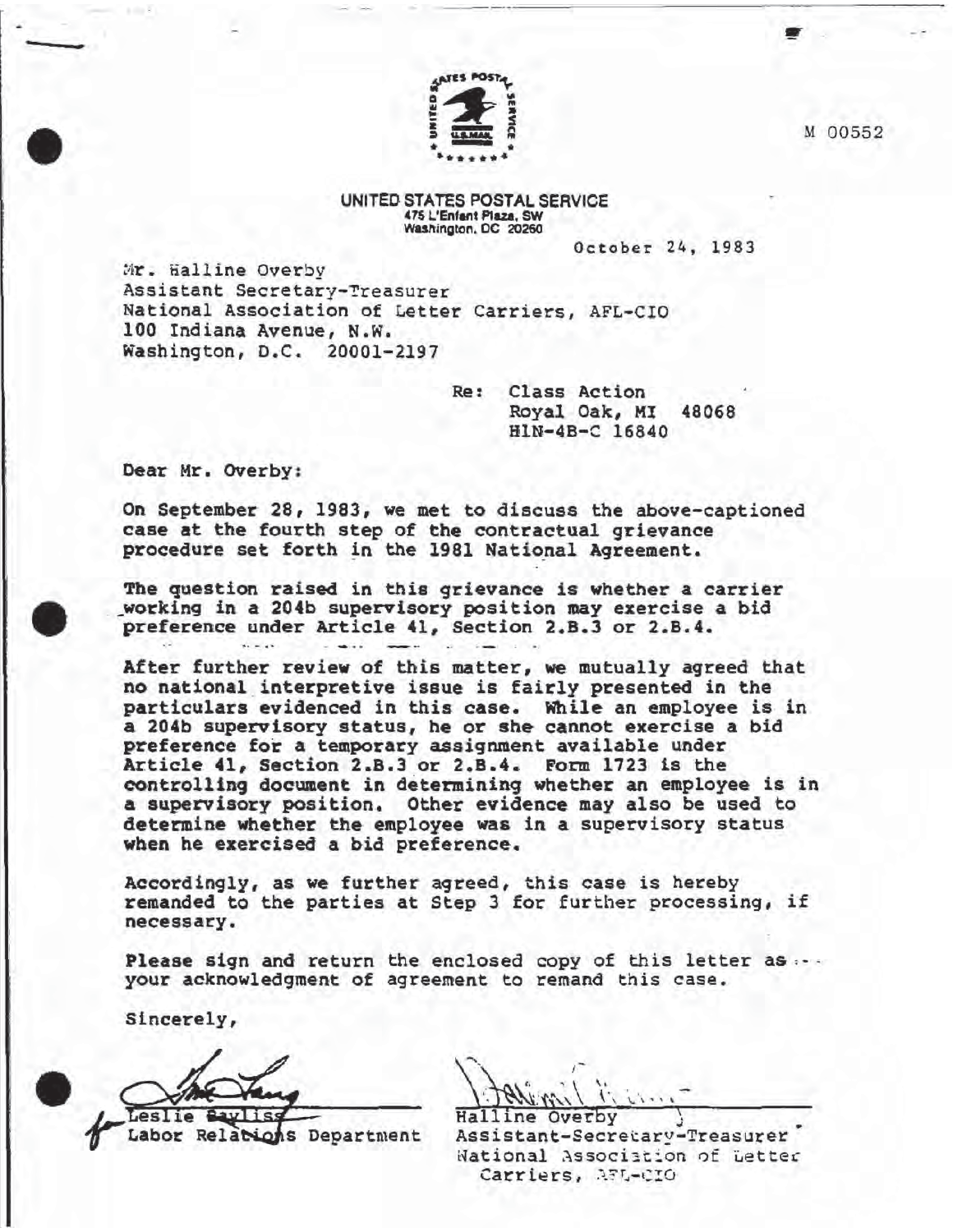M 00552

**UNITED STATES POSTAL SERVICE**
475 L'Enfant Plaza, SW
Washington, DC 20260

October 24, 1983

Mr. Halline Overby
Assistant Secretary-Treasurer
National Association of Letter Carriers, AFL-CIO
100 Indiana Avenue, N.W.
Washington, D.C. 20001-2197

Re: Class Action
Royal Oak, MI 48068
H1N-4B-C 16840

Dear Mr. Overby:

On September 28, 1983, we met to discuss the above-captioned case at the fourth step of the contractual grievance procedure set forth in the 1981 National Agreement.

The question raised in this grievance is whether a carrier working in a 204b supervisory position may exercise a bid preference under Article 41, Section 2.B.3 or 2.B.4.

After further review of this matter, we mutually agreed that no national interpretive issue is fairly presented in the particulars evidenced in this case. While an employee is in a 204b supervisory status, he or she cannot exercise a bid preference for a temporary assignment available under Article 41, Section 2.B.3 or 2.B.4. Form 1723 is the controlling document in determining whether an employee is in a supervisory position. Other evidence may also be used to determine whether the employee was in a supervisory status when he exercised a bid preference.

Accordingly, as we further agreed, this case is hereby remanded to the parties at Step 3 for further processing, if necessary.

Please sign and return the enclosed copy of this letter as your acknowledgment of agreement to remand this case.

Sincerely,

for Leslie Bayliss
Labor Relations Department

Halline Overby
Assistant-Secretary-Treasurer
National Association of Letter Carriers, AFL-CIO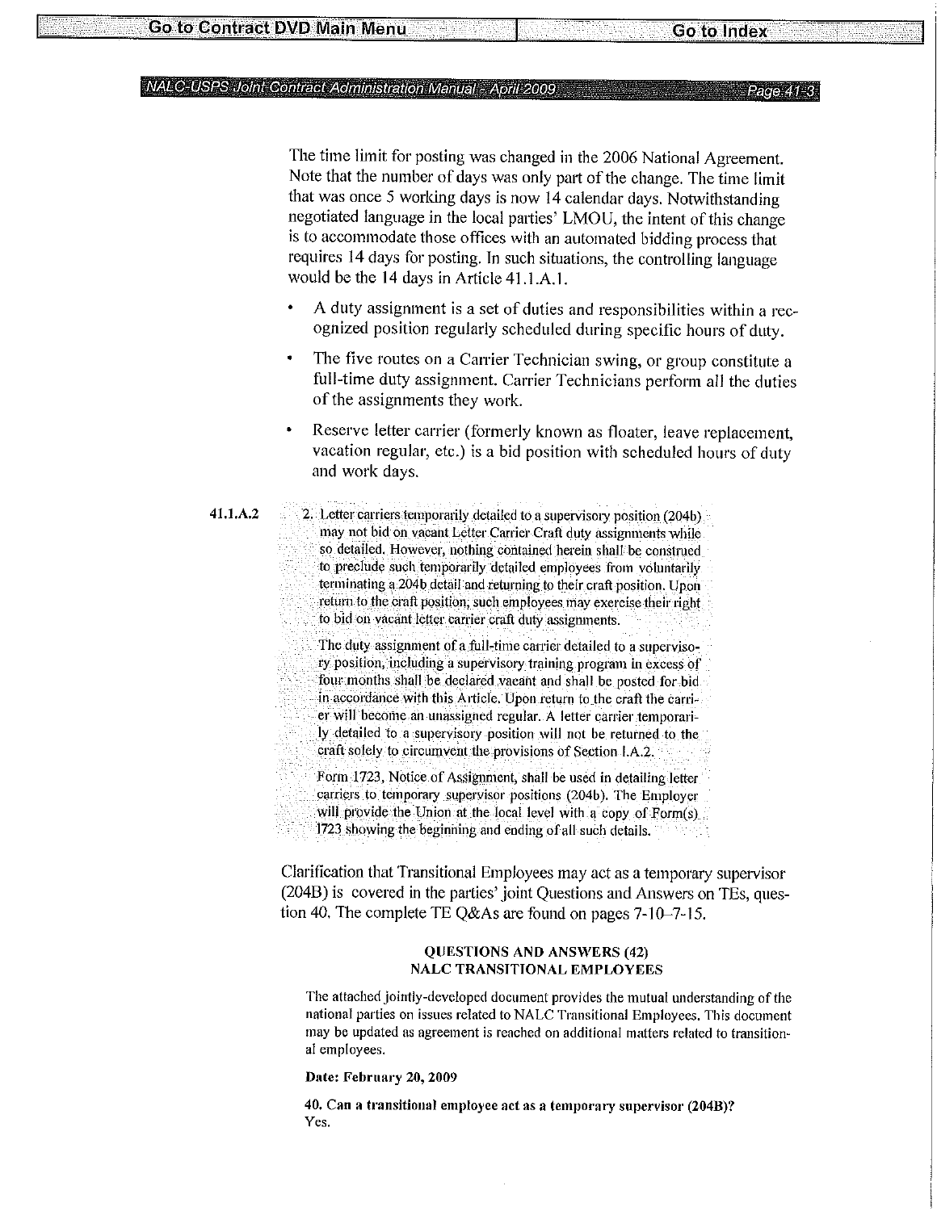The time limit for posting was changed in the 2006 National Agreement. Note that the number of days was only part of the change. The time limit that was once 5 working days is now 14 calendar days. Notwithstanding negotiated language in the local parties' LMOU, the intent of this change is to accommodate those offices with an automated bidding process that requires 14 days for posting. In such situations, the controlling language would be the 14 days in Article 41.1.A.1.

- A duty assignment is a set of duties and responsibilities within a recognized position regularly scheduled during specific hours of duty.
- The five routes on a Carrier Technician swing, or group constitute a full-time duty assignment. Carrier Technicians perform all the duties of the assignments they work.
- Reserve letter carrier (formerly known as floater, leave replacement, vacation regular, etc.) is a bid position with scheduled hours of duty and work days.

**41.1.A.2**

2. Letter carriers temporarily detailed to a supervisory position (204b) may not bid on vacant Letter Carrier Craft duty assignments while so detailed. However, nothing contained herein shall be construed to preclude such temporarily detailed employees from voluntarily terminating a 204b detail and returning to their craft position. Upon return to the craft position, such employees may exercise their right to bid on vacant letter carrier craft duty assignments.

The duty assignment of a full-time carrier detailed to a supervisory position, including a supervisory training program in excess of four months shall be declared vacant and shall be posted for bid in accordance with this Article. Upon return to the craft the carrier will become an unassigned regular. A letter carrier temporarily detailed to a supervisory position will not be returned to the craft solely to circumvent the provisions of Section 1.A.2.

Form 1723, Notice of Assignment, shall be used in detailing letter carriers to temporary supervisor positions (204b). The Employer will provide the Union at the local level with a copy of Form(s) 1723 showing the beginning and ending of all such details.

Clarification that Transitional Employees may act as a temporary supervisor (204B) is covered in the parties' joint Questions and Answers on TEs, question 40. The complete TE Q&As are found on pages 7-10–7-15.

**QUESTIONS AND ANSWERS (42)**
**NALC TRANSITIONAL EMPLOYEES**

The attached jointly-developed document provides the mutual understanding of the national parties on issues related to NALC Transitional Employees. This document may be updated as agreement is reached on additional matters related to transitional employees.

**Date: February 20, 2009**

**40. Can a transitional employee act as a temporary supervisor (204B)?**
Yes.